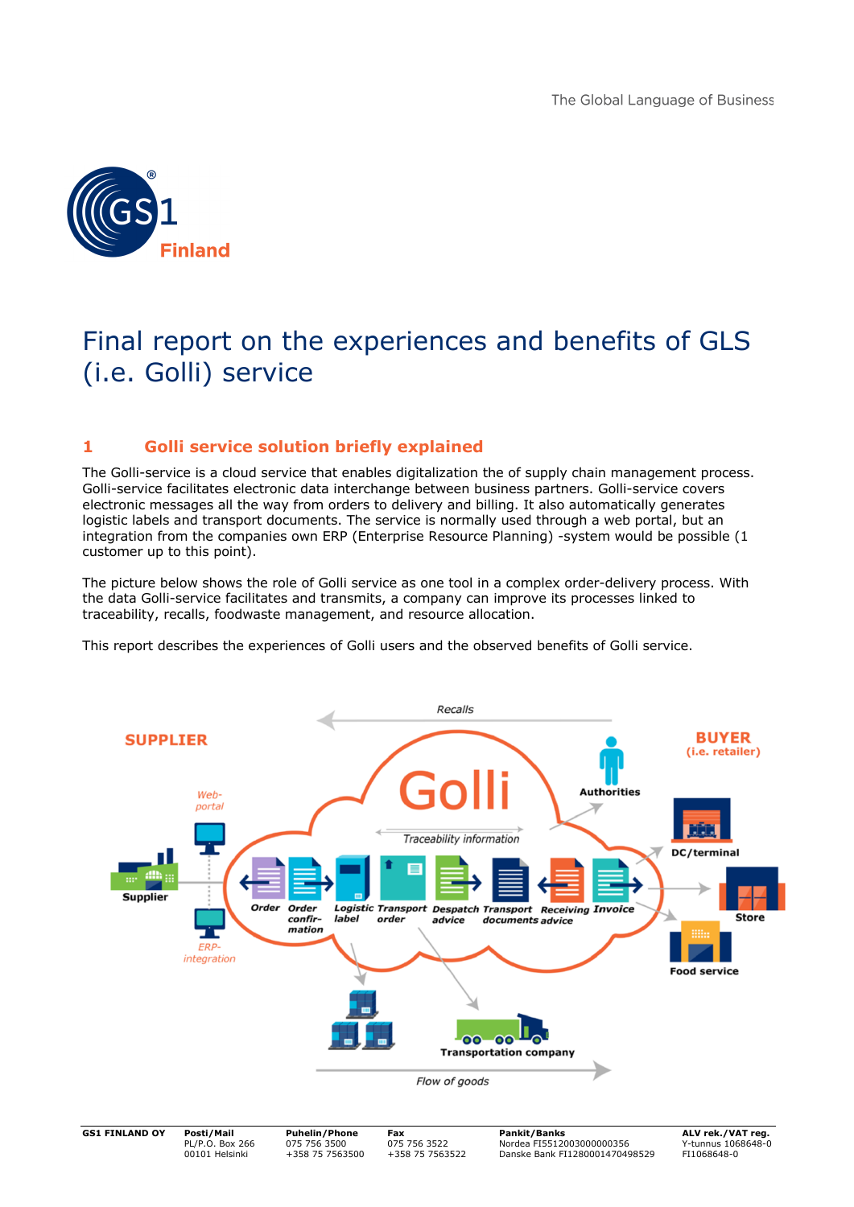# Final report on the experiences and benefits of GLS (i.e. Golli) service

## 1 Golli service solution briefly explained

The Golli-service is a cloud service that enables digitalization the of supply chain management process. Golli-service facilitates electronic data interchange between business partners. Golli-service covers electronic messages all the way from orders to delivery and billing. It also automatically generates logistic labels and transport documents. The service is normally used through a web portal, but an integration from the companies own ERP (Enterprise Resource Planning) -system would be possible (1 customer up to this point).

The picture below shows the role of Golli service as one tool in a complex order-delivery process. With the data Golli-service facilitates and transmits, a company can improve its processes linked to traceability, recalls, foodwaste management, and resource allocation.

This report describes the experiences of Golli users and the observed benefits of Golli service.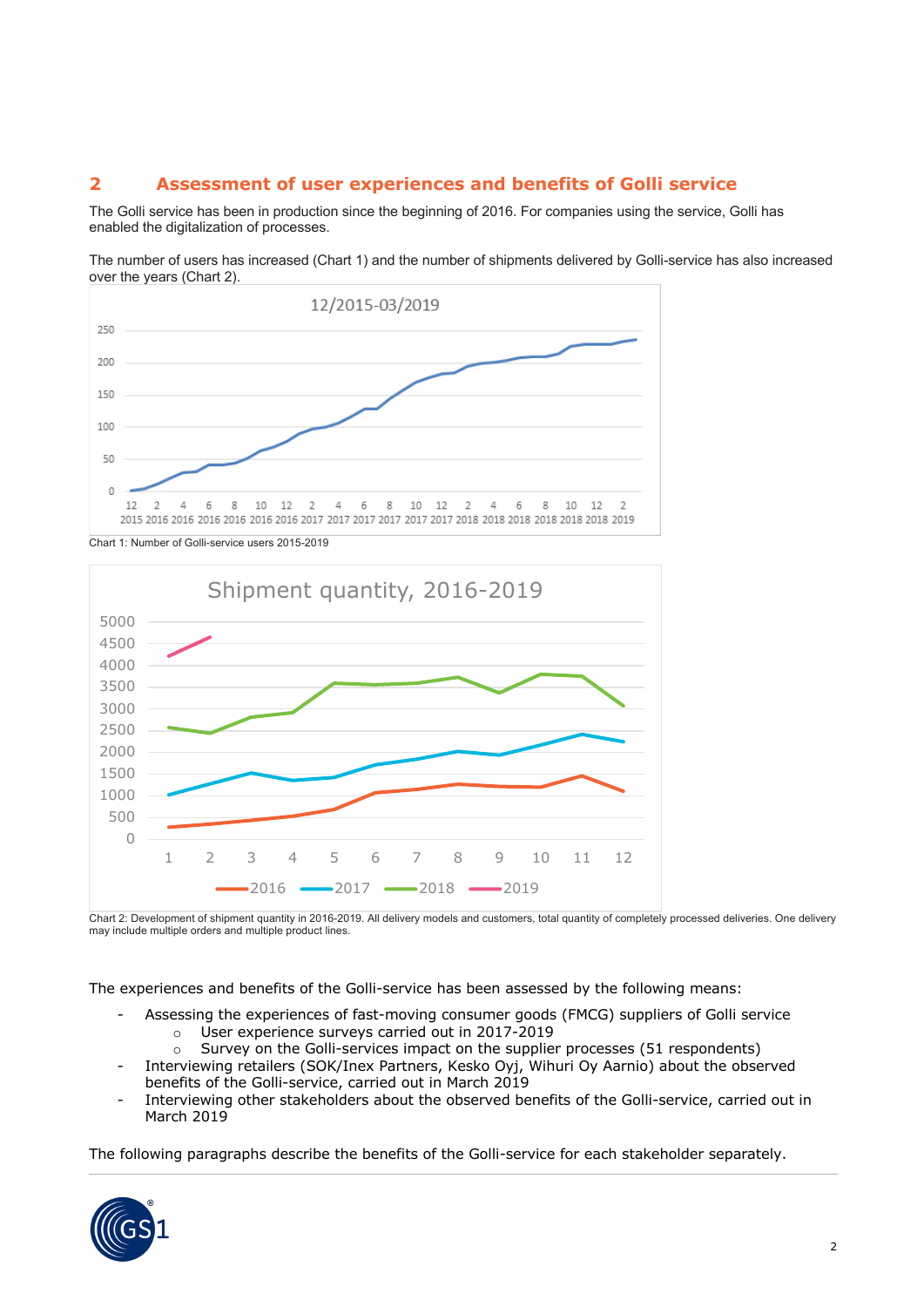## 2 Assessment of user experiences and benefits of Golli service

The Golli service has been in production since the beginning of 2016. For companies using the service, Golli has enabled the digitalization of processes.

The number of users has increased (Chart 1) and the number of shipments delivered by Golli-service has also increased over the years (Chart 2).

Chart 1: Number of Golli-service users 2015-2019

Chart 2: Development of shipment quantity in 2016-2019. All delivery models and customers, total quantity of completely processed deliveries. One delivery may include multiple orders and multiple product lines.

The experiences and benefits of the Golli-service has been assessed by the following means:

- Assessing the experiences of fast-moving consumer goods (FMCG) suppliers of Golli service
  - User experience surveys carried out in 2017-2019
  - Survey on the Golli-services impact on the supplier processes (51 respondents)
- Interviewing retailers (SOK/Inex Partners, Kesko Oyj, Wihuri Oy Aarnio) about the observed benefits of the Golli-service, carried out in March 2019
- Interviewing other stakeholders about the observed benefits of the Golli-service, carried out in March 2019

The following paragraphs describe the benefits of the Golli-service for each stakeholder separately.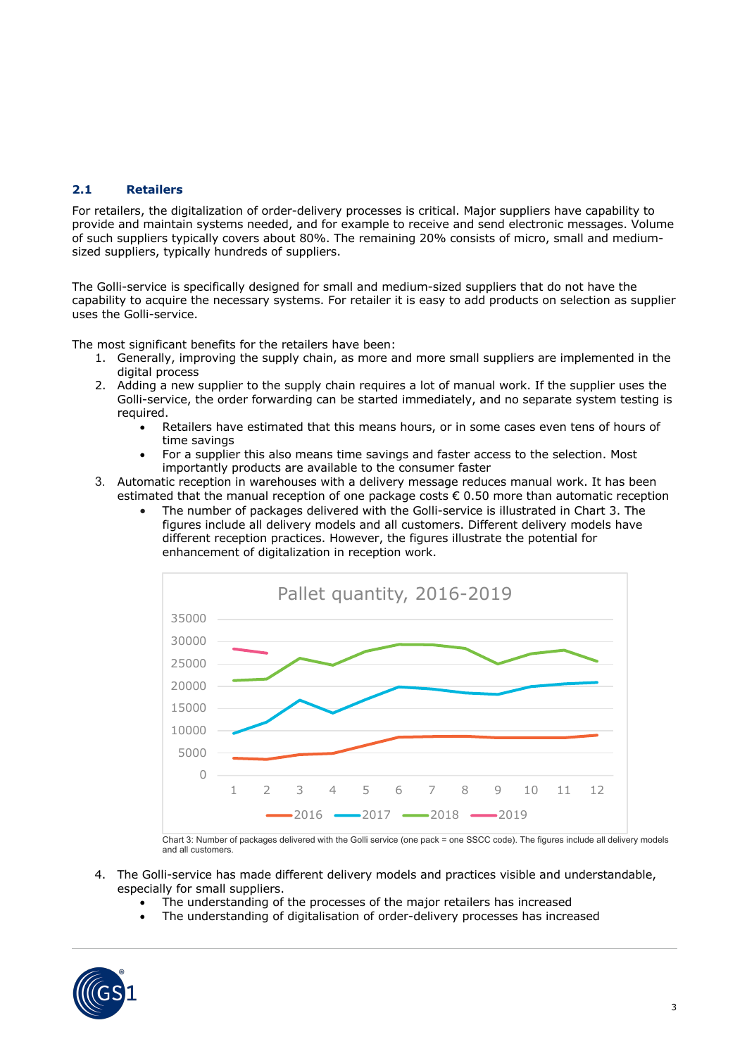## 2.1 Retailers

For retailers, the digitalization of order-delivery processes is critical. Major suppliers have capability to provide and maintain systems needed, and for example to receive and send electronic messages. Volume of such suppliers typically covers about 80%. The remaining 20% consists of micro, small and medium-sized suppliers, typically hundreds of suppliers.

The Golli-service is specifically designed for small and medium-sized suppliers that do not have the capability to acquire the necessary systems. For retailer it is easy to add products on selection as supplier uses the Golli-service.

The most significant benefits for the retailers have been:

1. Generally, improving the supply chain, as more and more small suppliers are implemented in the digital process
2. Adding a new supplier to the supply chain requires a lot of manual work. If the supplier uses the Golli-service, the order forwarding can be started immediately, and no separate system testing is required.
   - Retailers have estimated that this means hours, or in some cases even tens of hours of time savings
   - For a supplier this also means time savings and faster access to the selection. Most importantly products are available to the consumer faster
3. Automatic reception in warehouses with a delivery message reduces manual work. It has been estimated that the manual reception of one package costs € 0.50 more than automatic reception
   - The number of packages delivered with the Golli-service is illustrated in Chart 3. The figures include all delivery models and all customers. Different delivery models have different reception practices. However, the figures illustrate the potential for enhancement of digitalization in reception work.

Pallet quantity, 2016-2019

Chart 3: Number of packages delivered with the Golli service (one pack = one SSCC code). The figures include all delivery models and all customers.

4. The Golli-service has made different delivery models and practices visible and understandable, especially for small suppliers.
   - The understanding of the processes of the major retailers has increased
   - The understanding of digitalisation of order-delivery processes has increased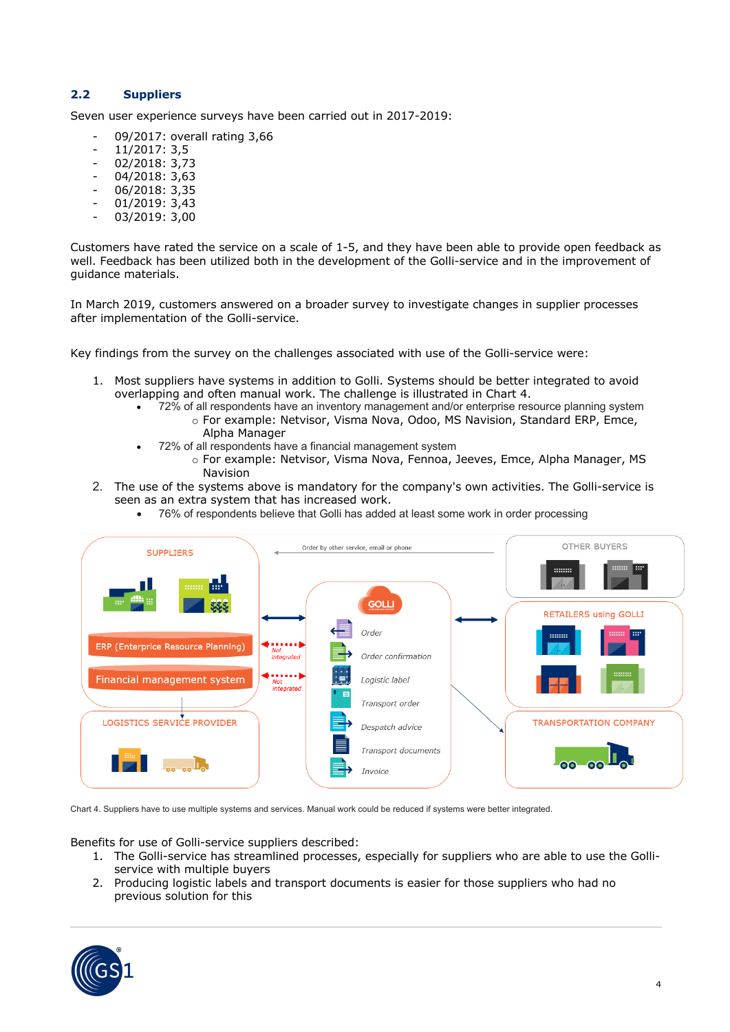## 2.2 Suppliers

Seven user experience surveys have been carried out in 2017-2019:

- 09/2017: overall rating 3,66
- 11/2017: 3,5
- 02/2018: 3,73
- 04/2018: 3,63
- 06/2018: 3,35
- 01/2019: 3,43
- 03/2019: 3,00

Customers have rated the service on a scale of 1-5, and they have been able to provide open feedback as well. Feedback has been utilized both in the development of the Golli-service and in the improvement of guidance materials.

In March 2019, customers answered on a broader survey to investigate changes in supplier processes after implementation of the Golli-service.

Key findings from the survey on the challenges associated with use of the Golli-service were:

1. Most suppliers have systems in addition to Golli. Systems should be better integrated to avoid overlapping and often manual work. The challenge is illustrated in Chart 4.
   - 72% of all respondents have an inventory management and/or enterprise resource planning system
     - For example: Netvisor, Visma Nova, Odoo, MS Navision, Standard ERP, Emce, Alpha Manager
   - 72% of all respondents have a financial management system
     - For example: Netvisor, Visma Nova, Fennoa, Jeeves, Emce, Alpha Manager, MS Navision
2. The use of the systems above is mandatory for the company's own activities. The Golli-service is seen as an extra system that has increased work.
   - 76% of respondents believe that Golli has added at least some work in order processing

Chart 4. Suppliers have to use multiple systems and services. Manual work could be reduced if systems were better integrated.

Benefits for use of Golli-service suppliers described:

1. The Golli-service has streamlined processes, especially for suppliers who are able to use the Golli-service with multiple buyers
2. Producing logistic labels and transport documents is easier for those suppliers who had no previous solution for this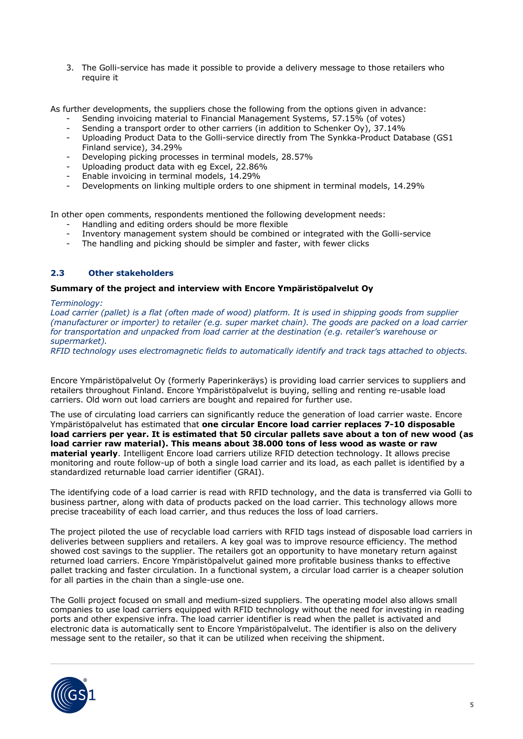3. The Golli-service has made it possible to provide a delivery message to those retailers who require it

As further developments, the suppliers chose the following from the options given in advance:

- Sending invoicing material to Financial Management Systems, 57.15% (of votes)
- Sending a transport order to other carriers (in addition to Schenker Oy), 37.14%
- Uploading Product Data to the Golli-service directly from The Synkka-Product Database (GS1 Finland service), 34.29%
- Developing picking processes in terminal models, 28.57%
- Uploading product data with eg Excel, 22.86%
- Enable invoicing in terminal models, 14.29%
- Developments on linking multiple orders to one shipment in terminal models, 14.29%

In other open comments, respondents mentioned the following development needs:

- Handling and editing orders should be more flexible
- Inventory management system should be combined or integrated with the Golli-service
- The handling and picking should be simpler and faster, with fewer clicks

### 2.3 Other stakeholders

**Summary of the project and interview with Encore Ympäristöpalvelut Oy**

*Terminology:*
*Load carrier (pallet) is a flat (often made of wood) platform. It is used in shipping goods from supplier (manufacturer or importer) to retailer (e.g. super market chain). The goods are packed on a load carrier for transportation and unpacked from load carrier at the destination (e.g. retailer's warehouse or supermarket).*
*RFID technology uses electromagnetic fields to automatically identify and track tags attached to objects.*

Encore Ympäristöpalvelut Oy (formerly Paperinkeräys) is providing load carrier services to suppliers and retailers throughout Finland. Encore Ympäristöpalvelut is buying, selling and renting re-usable load carriers. Old worn out load carriers are bought and repaired for further use.

The use of circulating load carriers can significantly reduce the generation of load carrier waste. Encore Ympäristöpalvelut has estimated that **one circular Encore load carrier replaces 7-10 disposable load carriers per year. It is estimated that 50 circular pallets save about a ton of new wood (as load carrier raw material). This means about 38.000 tons of less wood as waste or raw material yearly**. Intelligent Encore load carriers utilize RFID detection technology. It allows precise monitoring and route follow-up of both a single load carrier and its load, as each pallet is identified by a standardized returnable load carrier identifier (GRAI).

The identifying code of a load carrier is read with RFID technology, and the data is transferred via Golli to business partner, along with data of products packed on the load carrier. This technology allows more precise traceability of each load carrier, and thus reduces the loss of load carriers.

The project piloted the use of recyclable load carriers with RFID tags instead of disposable load carriers in deliveries between suppliers and retailers. A key goal was to improve resource efficiency. The method showed cost savings to the supplier. The retailers got an opportunity to have monetary return against returned load carriers. Encore Ympäristöpalvelut gained more profitable business thanks to effective pallet tracking and faster circulation. In a functional system, a circular load carrier is a cheaper solution for all parties in the chain than a single-use one.

The Golli project focused on small and medium-sized suppliers. The operating model also allows small companies to use load carriers equipped with RFID technology without the need for investing in reading ports and other expensive infra. The load carrier identifier is read when the pallet is activated and electronic data is automatically sent to Encore Ympäristöpalvelut. The identifier is also on the delivery message sent to the retailer, so that it can be utilized when receiving the shipment.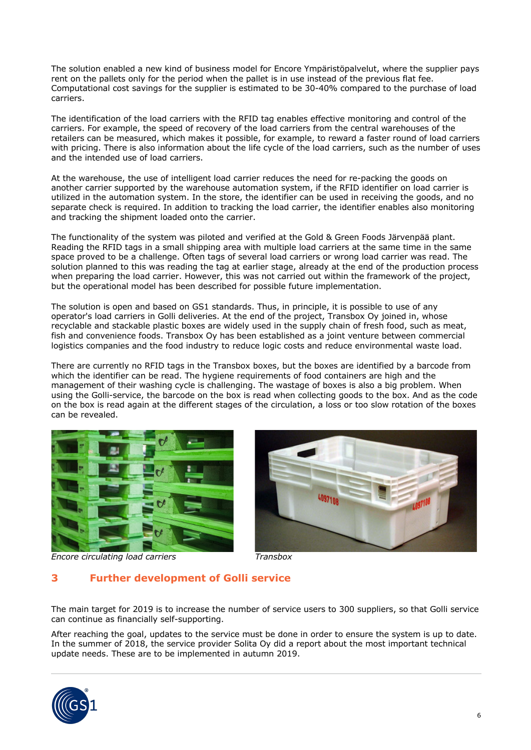The solution enabled a new kind of business model for Encore Ympäristöpalvelut, where the supplier pays rent on the pallets only for the period when the pallet is in use instead of the previous flat fee. Computational cost savings for the supplier is estimated to be 30-40% compared to the purchase of load carriers.

The identification of the load carriers with the RFID tag enables effective monitoring and control of the carriers. For example, the speed of recovery of the load carriers from the central warehouses of the retailers can be measured, which makes it possible, for example, to reward a faster round of load carriers with pricing. There is also information about the life cycle of the load carriers, such as the number of uses and the intended use of load carriers.

At the warehouse, the use of intelligent load carrier reduces the need for re-packing the goods on another carrier supported by the warehouse automation system, if the RFID identifier on load carrier is utilized in the automation system. In the store, the identifier can be used in receiving the goods, and no separate check is required. In addition to tracking the load carrier, the identifier enables also monitoring and tracking the shipment loaded onto the carrier.

The functionality of the system was piloted and verified at the Gold & Green Foods Järvenpää plant. Reading the RFID tags in a small shipping area with multiple load carriers at the same time in the same space proved to be a challenge. Often tags of several load carriers or wrong load carrier was read. The solution planned to this was reading the tag at earlier stage, already at the end of the production process when preparing the load carrier. However, this was not carried out within the framework of the project, but the operational model has been described for possible future implementation.

The solution is open and based on GS1 standards. Thus, in principle, it is possible to use of any operator's load carriers in Golli deliveries. At the end of the project, Transbox Oy joined in, whose recyclable and stackable plastic boxes are widely used in the supply chain of fresh food, such as meat, fish and convenience foods. Transbox Oy has been established as a joint venture between commercial logistics companies and the food industry to reduce logic costs and reduce environmental waste load.

There are currently no RFID tags in the Transbox boxes, but the boxes are identified by a barcode from which the identifier can be read. The hygiene requirements of food containers are high and the management of their washing cycle is challenging. The wastage of boxes is also a big problem. When using the Golli-service, the barcode on the box is read when collecting goods to the box. And as the code on the box is read again at the different stages of the circulation, a loss or too slow rotation of the boxes can be revealed.

*Encore circulating load carriers*

*Transbox*

## 3 Further development of Golli service

The main target for 2019 is to increase the number of service users to 300 suppliers, so that Golli service can continue as financially self-supporting.

After reaching the goal, updates to the service must be done in order to ensure the system is up to date. In the summer of 2018, the service provider Solita Oy did a report about the most important technical update needs. These are to be implemented in autumn 2019.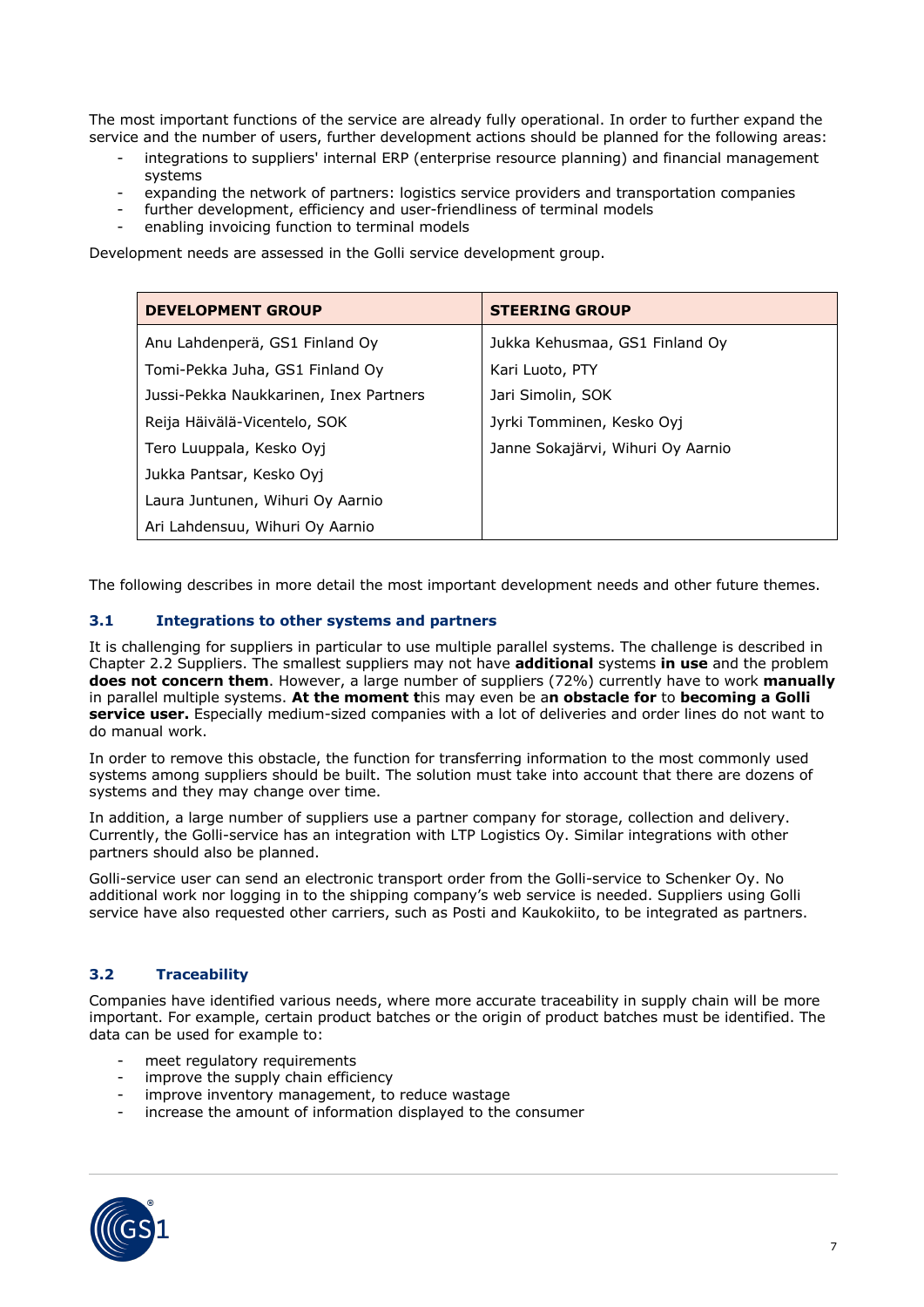The most important functions of the service are already fully operational. In order to further expand the service and the number of users, further development actions should be planned for the following areas:

- integrations to suppliers' internal ERP (enterprise resource planning) and financial management systems
- expanding the network of partners: logistics service providers and transportation companies
- further development, efficiency and user-friendliness of terminal models
- enabling invoicing function to terminal models

Development needs are assessed in the Golli service development group.

| DEVELOPMENT GROUP | STEERING GROUP |
|---|---|
| Anu Lahdenperä, GS1 Finland Oy | Jukka Kehusmaa, GS1 Finland Oy |
| Tomi-Pekka Juha, GS1 Finland Oy | Kari Luoto, PTY |
| Jussi-Pekka Naukkarinen, Inex Partners | Jari Simolin, SOK |
| Reija Häivälä-Vicentelo, SOK | Jyrki Tomminen, Kesko Oyj |
| Tero Luuppala, Kesko Oyj | Janne Sokajärvi, Wihuri Oy Aarnio |
| Jukka Pantsar, Kesko Oyj | |
| Laura Juntunen, Wihuri Oy Aarnio | |
| Ari Lahdensuu, Wihuri Oy Aarnio | |

The following describes in more detail the most important development needs and other future themes.

### 3.1 Integrations to other systems and partners

It is challenging for suppliers in particular to use multiple parallel systems. The challenge is described in Chapter 2.2 Suppliers. The smallest suppliers may not have **additional** systems **in use** and the problem **does not concern them**. However, a large number of suppliers (72%) currently have to work **manually** in parallel multiple systems. **At the moment t**his may even be a**n obstacle for** to **becoming a Golli service user.** Especially medium-sized companies with a lot of deliveries and order lines do not want to do manual work.

In order to remove this obstacle, the function for transferring information to the most commonly used systems among suppliers should be built. The solution must take into account that there are dozens of systems and they may change over time.

In addition, a large number of suppliers use a partner company for storage, collection and delivery. Currently, the Golli-service has an integration with LTP Logistics Oy. Similar integrations with other partners should also be planned.

Golli-service user can send an electronic transport order from the Golli-service to Schenker Oy. No additional work nor logging in to the shipping company's web service is needed. Suppliers using Golli service have also requested other carriers, such as Posti and Kaukokiito, to be integrated as partners.

### 3.2 Traceability

Companies have identified various needs, where more accurate traceability in supply chain will be more important. For example, certain product batches or the origin of product batches must be identified. The data can be used for example to:

- meet regulatory requirements
- improve the supply chain efficiency
- improve inventory management, to reduce wastage
- increase the amount of information displayed to the consumer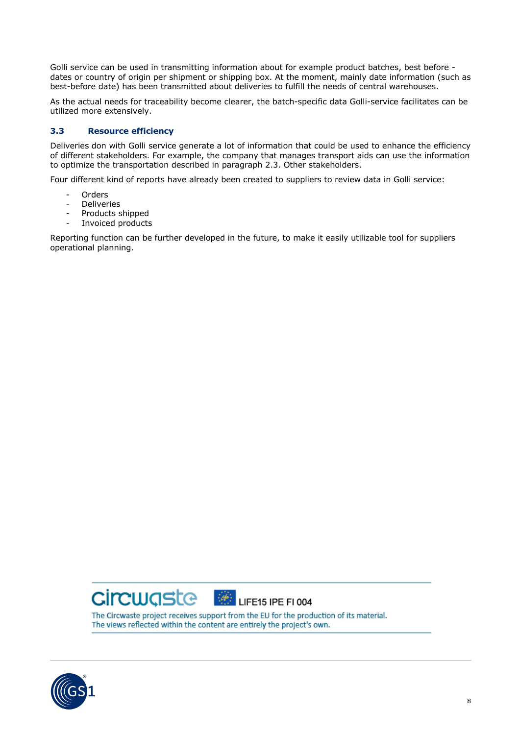Golli service can be used in transmitting information about for example product batches, best before -dates or country of origin per shipment or shipping box. At the moment, mainly date information (such as best-before date) has been transmitted about deliveries to fulfill the needs of central warehouses.

As the actual needs for traceability become clearer, the batch-specific data Golli-service facilitates can be utilized more extensively.

### 3.3 Resource efficiency

Deliveries don with Golli service generate a lot of information that could be used to enhance the efficiency of different stakeholders. For example, the company that manages transport aids can use the information to optimize the transportation described in paragraph 2.3. Other stakeholders.

Four different kind of reports have already been created to suppliers to review data in Golli service:

- Orders
- Deliveries
- Products shipped
- Invoiced products

Reporting function can be further developed in the future, to make it easily utilizable tool for suppliers operational planning.

circwaste LIFE15 IPE FI 004

The Circwaste project receives support from the EU for the production of its material. The views reflected within the content are entirely the project's own.